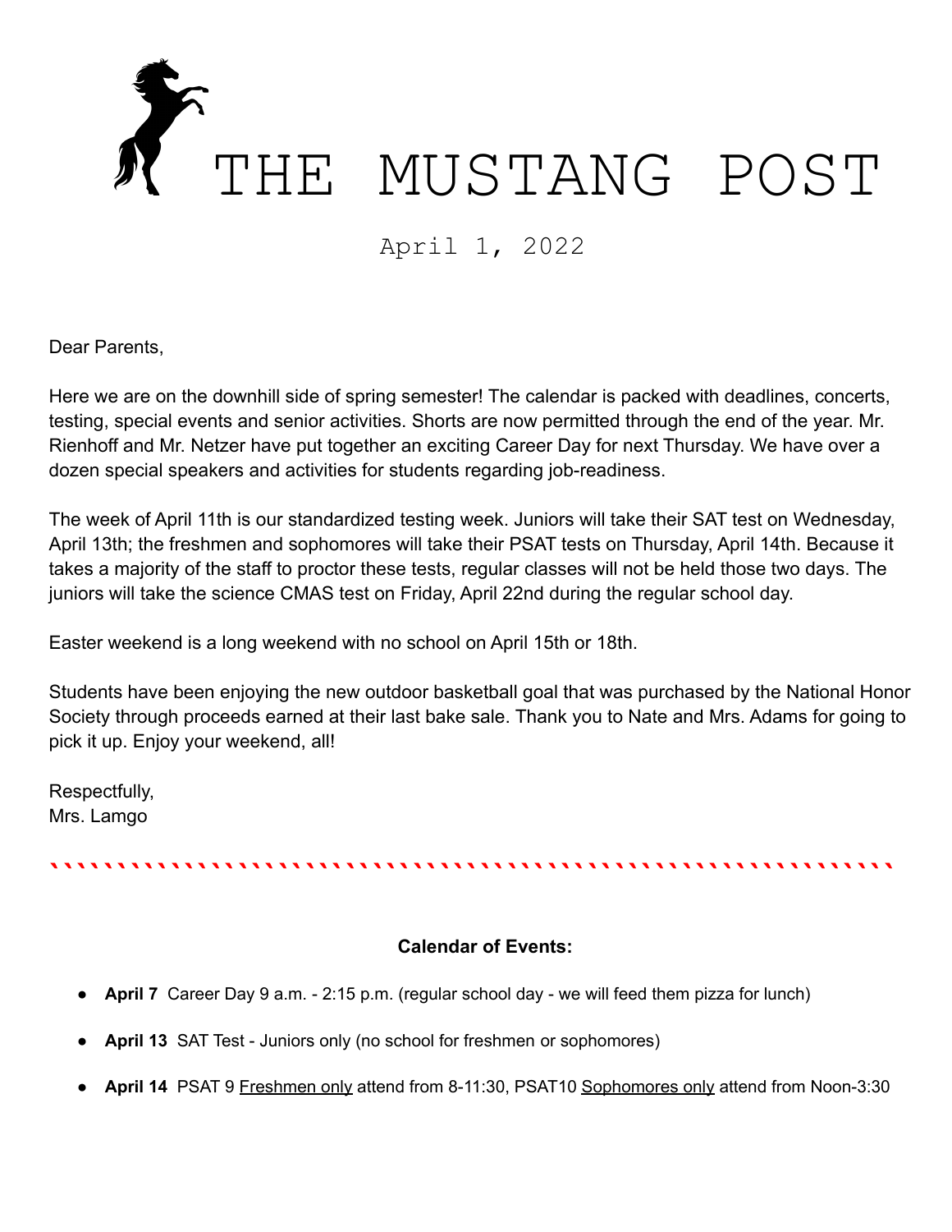# THE MUSTANG POST

April 1, 2022

Dear Parents,

Here we are on the downhill side of spring semester! The calendar is packed with deadlines, concerts, testing, special events and senior activities. Shorts are now permitted through the end of the year. Mr. Rienhoff and Mr. Netzer have put together an exciting Career Day for next Thursday. We have over a dozen special speakers and activities for students regarding job-readiness.

The week of April 11th is our standardized testing week. Juniors will take their SAT test on Wednesday, April 13th; the freshmen and sophomores will take their PSAT tests on Thursday, April 14th. Because it takes a majority of the staff to proctor these tests, regular classes will not be held those two days. The juniors will take the science CMAS test on Friday, April 22nd during the regular school day.

Easter weekend is a long weekend with no school on April 15th or 18th.

Students have been enjoying the new outdoor basketball goal that was purchased by the National Honor Society through proceeds earned at their last bake sale. Thank you to Nate and Mrs. Adams for going to pick it up. Enjoy your weekend, all!

Respectfully,
Mrs. Lamgo

---

**Calendar of Events:**

- **April 7** Career Day 9 a.m. - 2:15 p.m. (regular school day - we will feed them pizza for lunch)
- **April 13** SAT Test - Juniors only (no school for freshmen or sophomores)
- **April 14** PSAT 9 Freshmen only attend from 8-11:30, PSAT10 Sophomores only attend from Noon-3:30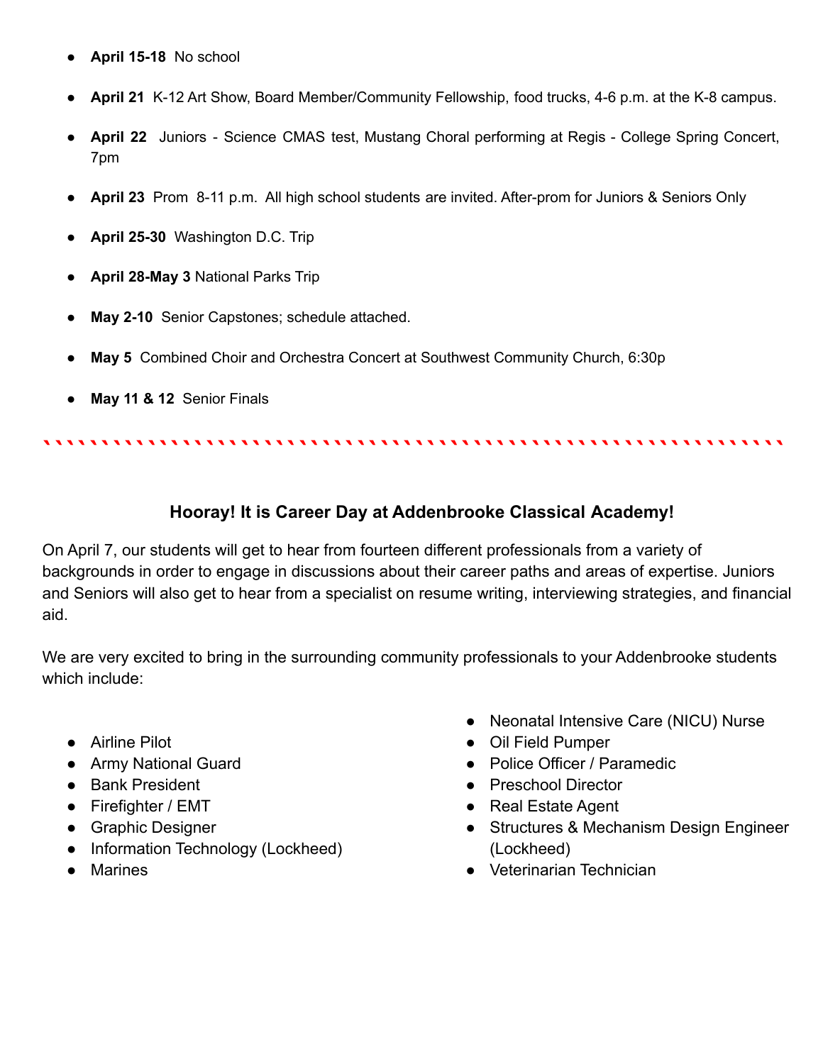- **April 15-18** No school
- **April 21** K-12 Art Show, Board Member/Community Fellowship, food trucks, 4-6 p.m. at the K-8 campus.
- **April 22** Juniors - Science CMAS test, Mustang Choral performing at Regis - College Spring Concert, 7pm
- **April 23** Prom 8-11 p.m. All high school students are invited. After-prom for Juniors & Seniors Only
- **April 25-30** Washington D.C. Trip
- **April 28-May 3** National Parks Trip
- **May 2-10** Senior Capstones; schedule attached.
- **May 5** Combined Choir and Orchestra Concert at Southwest Community Church, 6:30p
- **May 11 & 12** Senior Finals

---

### Hooray! It is Career Day at Addenbrooke Classical Academy!

On April 7, our students will get to hear from fourteen different professionals from a variety of backgrounds in order to engage in discussions about their career paths and areas of expertise. Juniors and Seniors will also get to hear from a specialist on resume writing, interviewing strategies, and financial aid.

We are very excited to bring in the surrounding community professionals to your Addenbrooke students which include:

- Airline Pilot
- Army National Guard
- Bank President
- Firefighter / EMT
- Graphic Designer
- Information Technology (Lockheed)
- Marines
- Neonatal Intensive Care (NICU) Nurse
- Oil Field Pumper
- Police Officer / Paramedic
- Preschool Director
- Real Estate Agent
- Structures & Mechanism Design Engineer (Lockheed)
- Veterinarian Technician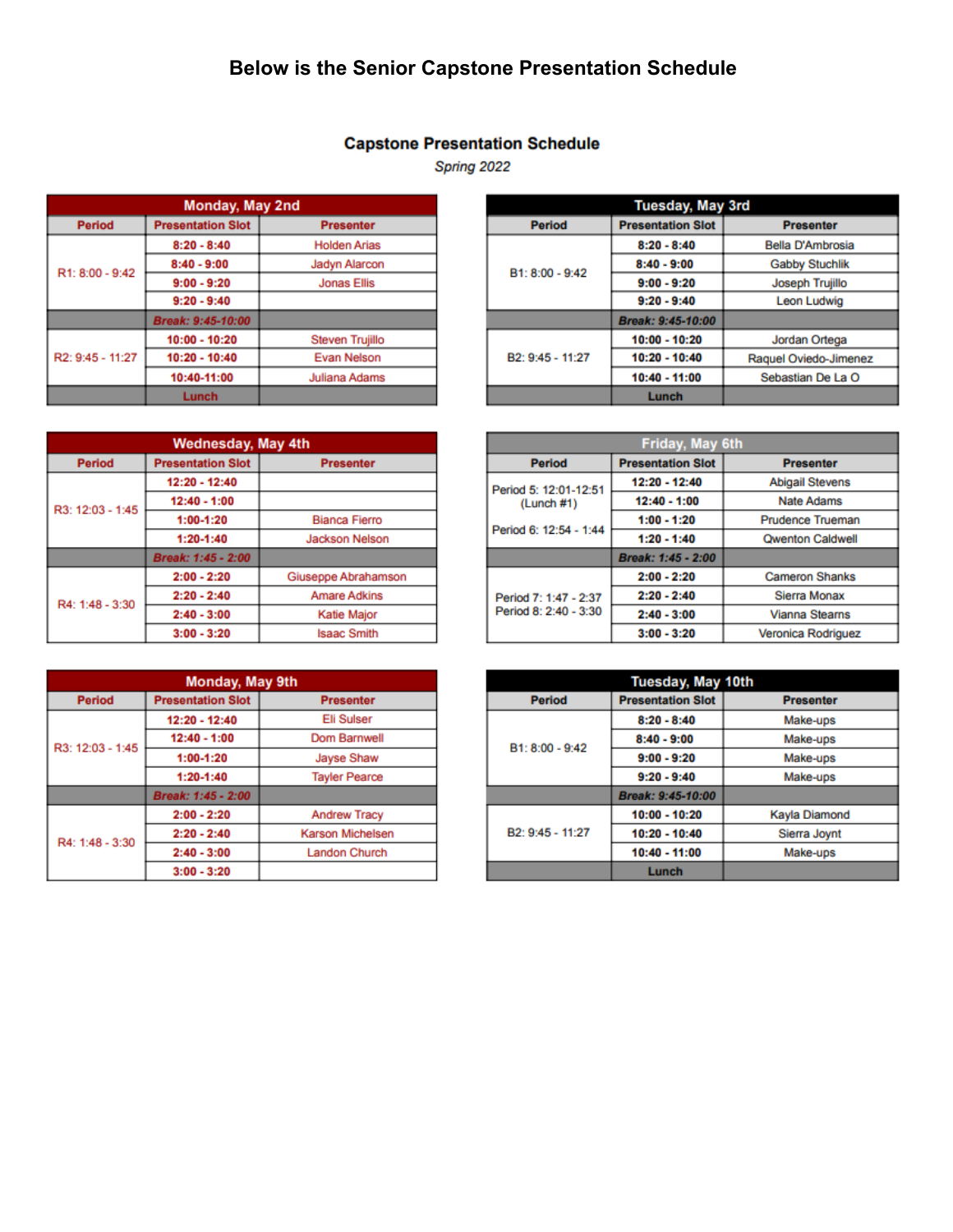**Below is the Senior Capstone Presentation Schedule**

## Capstone Presentation Schedule

*Spring 2022*

| Monday, May 2nd | | |
|---|---|---|
| **Period** | **Presentation Slot** | **Presenter** |
| R1: 8:00 - 9:42 | 8:20 - 8:40 | Holden Arias |
| | 8:40 - 9:00 | Jadyn Alarcon |
| | 9:00 - 9:20 | Jonas Ellis |
| | 9:20 - 9:40 | |
| | *Break: 9:45-10:00* | |
| R2: 9:45 - 11:27 | 10:00 - 10:20 | Steven Trujillo |
| | 10:20 - 10:40 | Evan Nelson |
| | 10:40-11:00 | Juliana Adams |
| | Lunch | |

| Tuesday, May 3rd | | |
|---|---|---|
| **Period** | **Presentation Slot** | **Presenter** |
| B1: 8:00 - 9:42 | 8:20 - 8:40 | Bella D'Ambrosia |
| | 8:40 - 9:00 | Gabby Stuchlik |
| | 9:00 - 9:20 | Joseph Trujillo |
| | 9:20 - 9:40 | Leon Ludwig |
| | *Break: 9:45-10:00* | |
| B2: 9:45 - 11:27 | 10:00 - 10:20 | Jordan Ortega |
| | 10:20 - 10:40 | Raquel Oviedo-Jimenez |
| | 10:40 - 11:00 | Sebastian De La O |
| | Lunch | |

| Wednesday, May 4th | | |
|---|---|---|
| **Period** | **Presentation Slot** | **Presenter** |
| R3: 12:03 - 1:45 | 12:20 - 12:40 | |
| | 12:40 - 1:00 | |
| | 1:00-1:20 | Bianca Fierro |
| | 1:20-1:40 | Jackson Nelson |
| | *Break: 1:45 - 2:00* | |
| R4: 1:48 - 3:30 | 2:00 - 2:20 | Giuseppe Abrahamson |
| | 2:20 - 2:40 | Amare Adkins |
| | 2:40 - 3:00 | Katie Major |
| | 3:00 - 3:20 | Isaac Smith |

| Friday, May 6th | | |
|---|---|---|
| **Period** | **Presentation Slot** | **Presenter** |
| Period 5: 12:01-12:51 (Lunch #1) Period 6: 12:54 - 1:44 | 12:20 - 12:40 | Abigail Stevens |
| | 12:40 - 1:00 | Nate Adams |
| | 1:00 - 1:20 | Prudence Trueman |
| | 1:20 - 1:40 | Qwenton Caldwell |
| | *Break: 1:45 - 2:00* | |
| Period 7: 1:47 - 2:37 Period 8: 2:40 - 3:30 | 2:00 - 2:20 | Cameron Shanks |
| | 2:20 - 2:40 | Sierra Monax |
| | 2:40 - 3:00 | Vianna Stearns |
| | 3:00 - 3:20 | Veronica Rodriguez |

| Monday, May 9th | | |
|---|---|---|
| **Period** | **Presentation Slot** | **Presenter** |
| R3: 12:03 - 1:45 | 12:20 - 12:40 | Eli Sulser |
| | 12:40 - 1:00 | Dom Barnwell |
| | 1:00-1:20 | Jayse Shaw |
| | 1:20-1:40 | Tayler Pearce |
| | *Break: 1:45 - 2:00* | |
| R4: 1:48 - 3:30 | 2:00 - 2:20 | Andrew Tracy |
| | 2:20 - 2:40 | Karson Michelsen |
| | 2:40 - 3:00 | Landon Church |
| | 3:00 - 3:20 | |

| Tuesday, May 10th | | |
|---|---|---|
| **Period** | **Presentation Slot** | **Presenter** |
| B1: 8:00 - 9:42 | 8:20 - 8:40 | Make-ups |
| | 8:40 - 9:00 | Make-ups |
| | 9:00 - 9:20 | Make-ups |
| | 9:20 - 9:40 | Make-ups |
| | *Break: 9:45-10:00* | |
| B2: 9:45 - 11:27 | 10:00 - 10:20 | Kayla Diamond |
| | 10:20 - 10:40 | Sierra Joynt |
| | 10:40 - 11:00 | Make-ups |
| | Lunch | |